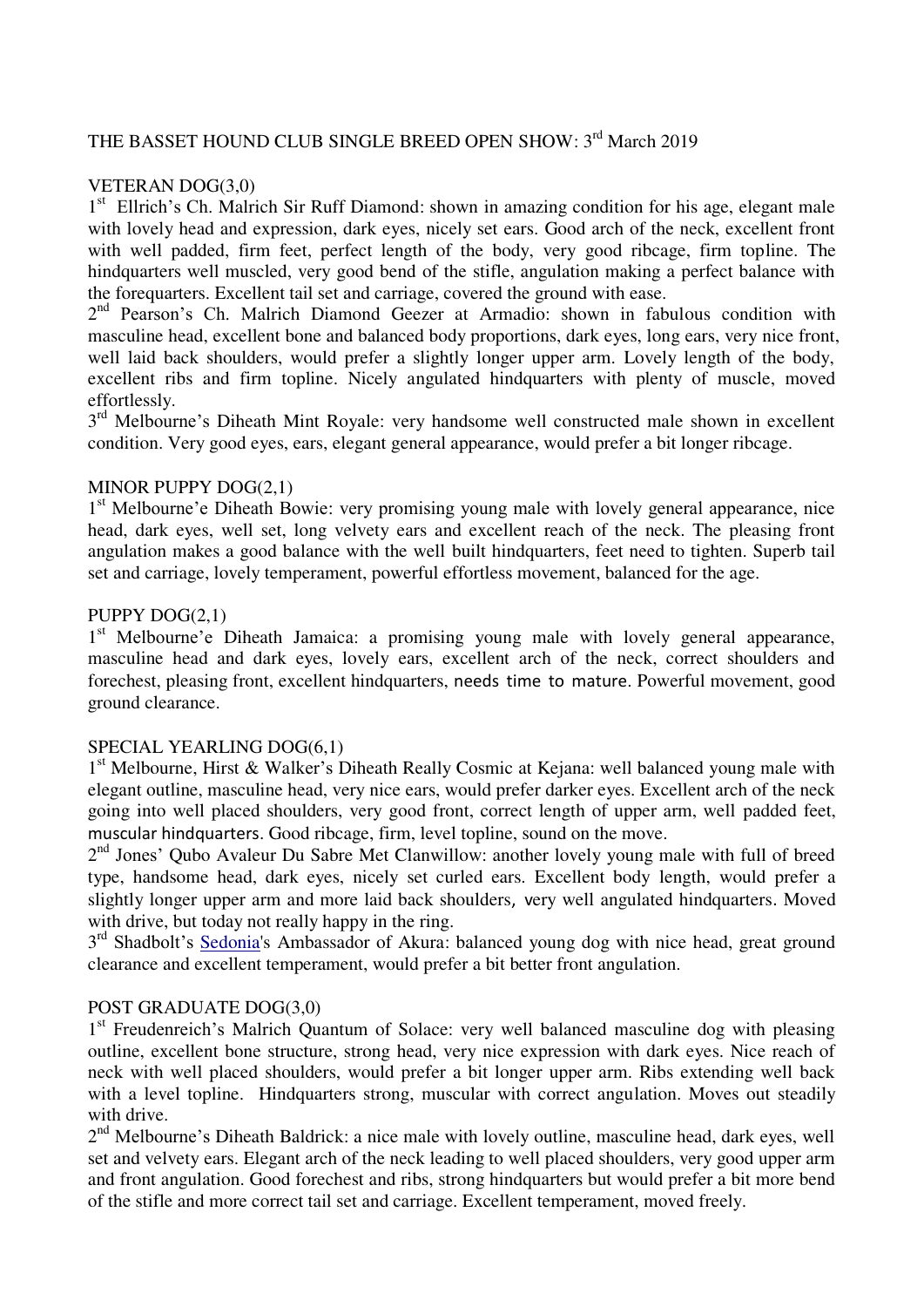# THE BASSET HOUND CLUB SINGLE BREED OPEN SHOW: 3rd March 2019

## VETERAN DOG(3,0)

1st Ellrich's Ch. Malrich Sir Ruff Diamond: shown in amazing condition for his age, elegant male with lovely head and expression, dark eyes, nicely set ears. Good arch of the neck, excellent front with well padded, firm feet, perfect length of the body, very good ribcage, firm topline. The hindquarters well muscled, very good bend of the stifle, angulation making a perfect balance with the forequarters. Excellent tail set and carriage, covered the ground with ease.

2nd Pearson's Ch. Malrich Diamond Geezer at Armadio: shown in fabulous condition with masculine head, excellent bone and balanced body proportions, dark eyes, long ears, very nice front, well laid back shoulders, would prefer a slightly longer upper arm. Lovely length of the body, excellent ribs and firm topline. Nicely angulated hindquarters with plenty of muscle, moved effortlessly.

3rd Melbourne's Diheath Mint Royale: very handsome well constructed male shown in excellent condition. Very good eyes, ears, elegant general appearance, would prefer a bit longer ribcage.

## MINOR PUPPY DOG(2,1)

1st Melbourne'e Diheath Bowie: very promising young male with lovely general appearance, nice head, dark eyes, well set, long velvety ears and excellent reach of the neck. The pleasing front angulation makes a good balance with the well built hindquarters, feet need to tighten. Superb tail set and carriage, lovely temperament, powerful effortless movement, balanced for the age.

## PUPPY DOG(2,1)

1st Melbourne'e Diheath Jamaica: a promising young male with lovely general appearance, masculine head and dark eyes, lovely ears, excellent arch of the neck, correct shoulders and forechest, pleasing front, excellent hindquarters, needs time to mature. Powerful movement, good ground clearance.

## SPECIAL YEARLING DOG(6,1)

1st Melbourne, Hirst & Walker's Diheath Really Cosmic at Kejana: well balanced young male with elegant outline, masculine head, very nice ears, would prefer darker eyes. Excellent arch of the neck going into well placed shoulders, very good front, correct length of upper arm, well padded feet, muscular hindquarters. Good ribcage, firm, level topline, sound on the move.

2nd Jones' Qubo Avaleur Du Sabre Met Clanwillow: another lovely young male with full of breed type, handsome head, dark eyes, nicely set curled ears. Excellent body length, would prefer a slightly longer upper arm and more laid back shoulders, very well angulated hindquarters. Moved with drive, but today not really happy in the ring.

3rd Shadbolt's Sedonia's Ambassador of Akura: balanced young dog with nice head, great ground clearance and excellent temperament, would prefer a bit better front angulation.

## POST GRADUATE DOG(3,0)

1st Freudenreich's Malrich Quantum of Solace: very well balanced masculine dog with pleasing outline, excellent bone structure, strong head, very nice expression with dark eyes. Nice reach of neck with well placed shoulders, would prefer a bit longer upper arm. Ribs extending well back with a level topline. Hindquarters strong, muscular with correct angulation. Moves out steadily with drive.

2nd Melbourne's Diheath Baldrick: a nice male with lovely outline, masculine head, dark eyes, well set and velvety ears. Elegant arch of the neck leading to well placed shoulders, very good upper arm and front angulation. Good forechest and ribs, strong hindquarters but would prefer a bit more bend of the stifle and more correct tail set and carriage. Excellent temperament, moved freely.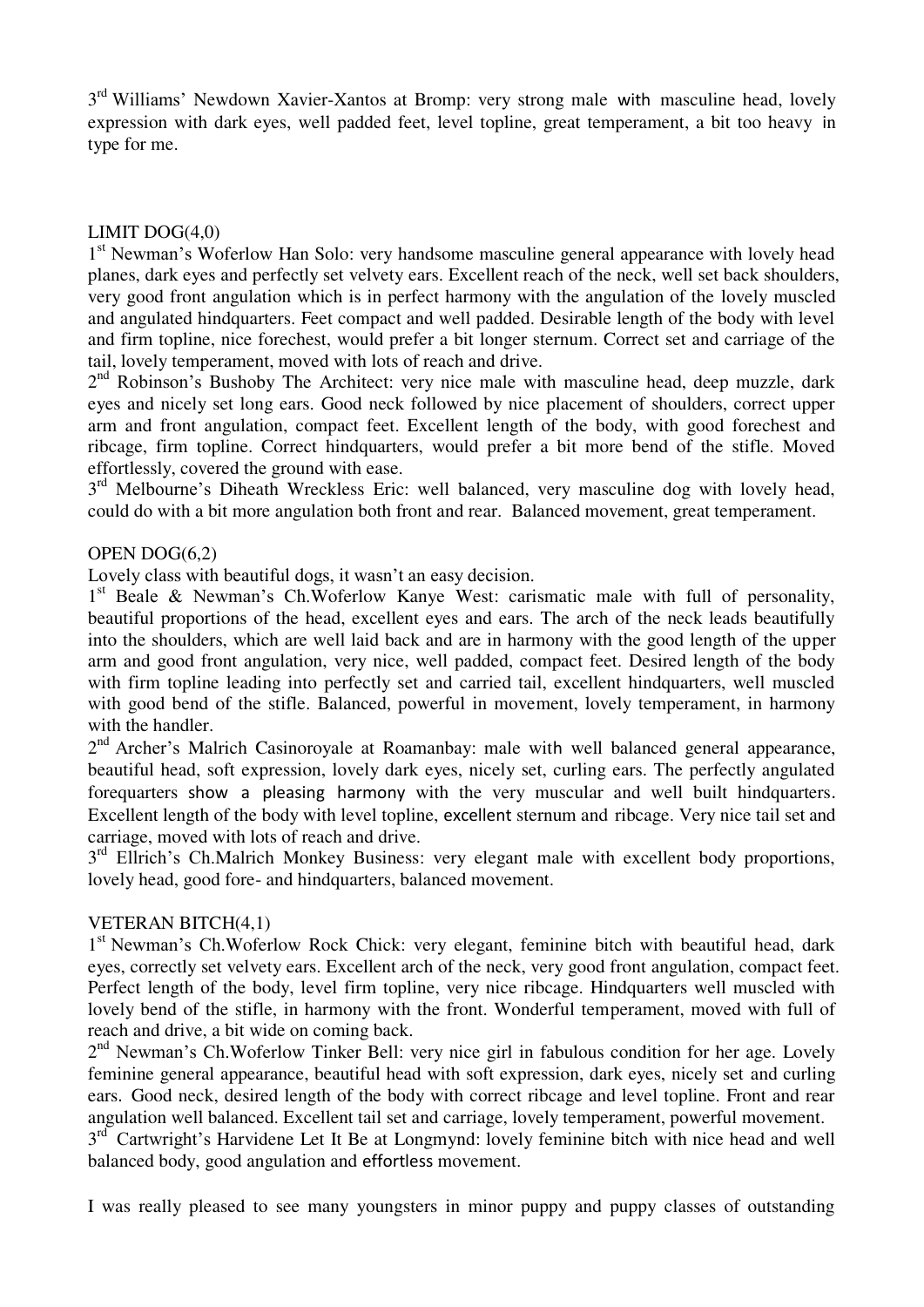3rd Williams' Newdown Xavier-Xantos at Bromp: very strong male with masculine head, lovely expression with dark eyes, well padded feet, level topline, great temperament, a bit too heavy in type for me.

LIMIT DOG(4,0)

1st Newman's Woferlow Han Solo: very handsome masculine general appearance with lovely head planes, dark eyes and perfectly set velvety ears. Excellent reach of the neck, well set back shoulders, very good front angulation which is in perfect harmony with the angulation of the lovely muscled and angulated hindquarters. Feet compact and well padded. Desirable length of the body with level and firm topline, nice forechest, would prefer a bit longer sternum. Correct set and carriage of the tail, lovely temperament, moved with lots of reach and drive.

2nd Robinson's Bushoby The Architect: very nice male with masculine head, deep muzzle, dark eyes and nicely set long ears. Good neck followed by nice placement of shoulders, correct upper arm and front angulation, compact feet. Excellent length of the body, with good forechest and ribcage, firm topline. Correct hindquarters, would prefer a bit more bend of the stifle. Moved effortlessly, covered the ground with ease.

3rd Melbourne's Diheath Wreckless Eric: well balanced, very masculine dog with lovely head, could do with a bit more angulation both front and rear. Balanced movement, great temperament.

OPEN DOG(6,2)

Lovely class with beautiful dogs, it wasn't an easy decision.

1st Beale & Newman's Ch.Woferlow Kanye West: carismatic male with full of personality, beautiful proportions of the head, excellent eyes and ears. The arch of the neck leads beautifully into the shoulders, which are well laid back and are in harmony with the good length of the upper arm and good front angulation, very nice, well padded, compact feet. Desired length of the body with firm topline leading into perfectly set and carried tail, excellent hindquarters, well muscled with good bend of the stifle. Balanced, powerful in movement, lovely temperament, in harmony with the handler.

2nd Archer's Malrich Casinoroyale at Roamanbay: male with well balanced general appearance, beautiful head, soft expression, lovely dark eyes, nicely set, curling ears. The perfectly angulated forequarters show a pleasing harmony with the very muscular and well built hindquarters. Excellent length of the body with level topline, excellent sternum and ribcage. Very nice tail set and carriage, moved with lots of reach and drive.

3rd Ellrich's Ch.Malrich Monkey Business: very elegant male with excellent body proportions, lovely head, good fore- and hindquarters, balanced movement.

VETERAN BITCH(4,1)

1st Newman's Ch.Woferlow Rock Chick: very elegant, feminine bitch with beautiful head, dark eyes, correctly set velvety ears. Excellent arch of the neck, very good front angulation, compact feet. Perfect length of the body, level firm topline, very nice ribcage. Hindquarters well muscled with lovely bend of the stifle, in harmony with the front. Wonderful temperament, moved with full of reach and drive, a bit wide on coming back.

2nd Newman's Ch.Woferlow Tinker Bell: very nice girl in fabulous condition for her age. Lovely feminine general appearance, beautiful head with soft expression, dark eyes, nicely set and curling ears. Good neck, desired length of the body with correct ribcage and level topline. Front and rear angulation well balanced. Excellent tail set and carriage, lovely temperament, powerful movement.

3rd Cartwright's Harvidene Let It Be at Longmynd: lovely feminine bitch with nice head and well balanced body, good angulation and effortless movement.

I was really pleased to see many youngsters in minor puppy and puppy classes of outstanding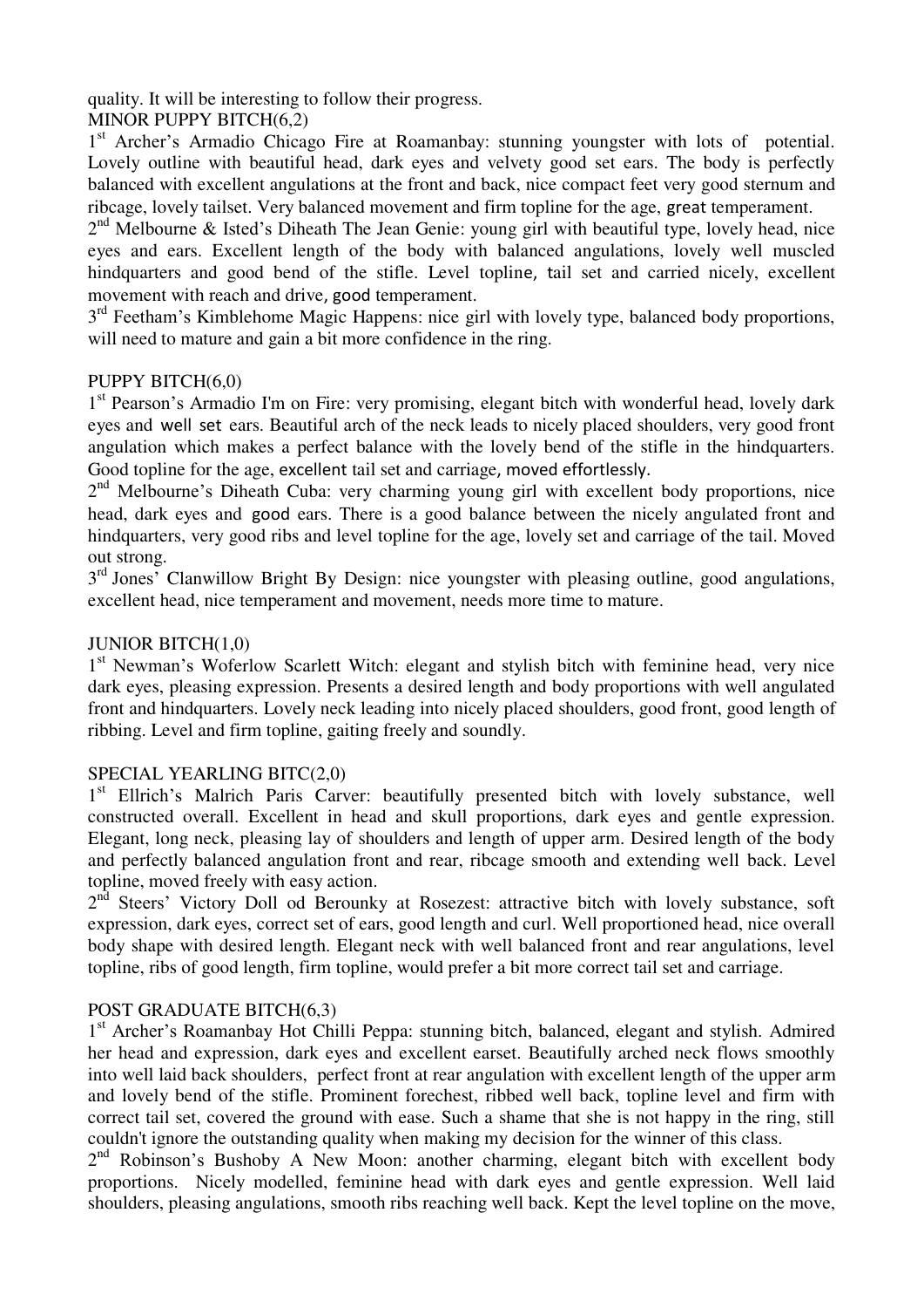quality. It will be interesting to follow their progress.

MINOR PUPPY BITCH(6,2)

1st Archer's Armadio Chicago Fire at Roamanbay: stunning youngster with lots of potential. Lovely outline with beautiful head, dark eyes and velvety good set ears. The body is perfectly balanced with excellent angulations at the front and back, nice compact feet very good sternum and ribcage, lovely tailset. Very balanced movement and firm topline for the age, great temperament.

2nd Melbourne & Isted's Diheath The Jean Genie: young girl with beautiful type, lovely head, nice eyes and ears. Excellent length of the body with balanced angulations, lovely well muscled hindquarters and good bend of the stifle. Level topline, tail set and carried nicely, excellent movement with reach and drive, good temperament.

3rd Feetham's Kimblehome Magic Happens: nice girl with lovely type, balanced body proportions, will need to mature and gain a bit more confidence in the ring.

PUPPY BITCH(6,0)

1st Pearson's Armadio I'm on Fire: very promising, elegant bitch with wonderful head, lovely dark eyes and well set ears. Beautiful arch of the neck leads to nicely placed shoulders, very good front angulation which makes a perfect balance with the lovely bend of the stifle in the hindquarters. Good topline for the age, excellent tail set and carriage, moved effortlessly.

2nd Melbourne's Diheath Cuba: very charming young girl with excellent body proportions, nice head, dark eyes and good ears. There is a good balance between the nicely angulated front and hindquarters, very good ribs and level topline for the age, lovely set and carriage of the tail. Moved out strong.

3rd Jones' Clanwillow Bright By Design: nice youngster with pleasing outline, good angulations, excellent head, nice temperament and movement, needs more time to mature.

JUNIOR BITCH(1,0)

1st Newman's Woferlow Scarlett Witch: elegant and stylish bitch with feminine head, very nice dark eyes, pleasing expression. Presents a desired length and body proportions with well angulated front and hindquarters. Lovely neck leading into nicely placed shoulders, good front, good length of ribbing. Level and firm topline, gaiting freely and soundly.

SPECIAL YEARLING BITC(2,0)

1st Ellrich's Malrich Paris Carver: beautifully presented bitch with lovely substance, well constructed overall. Excellent in head and skull proportions, dark eyes and gentle expression. Elegant, long neck, pleasing lay of shoulders and length of upper arm. Desired length of the body and perfectly balanced angulation front and rear, ribcage smooth and extending well back. Level topline, moved freely with easy action.

2nd Steers' Victory Doll od Berounky at Rosezest: attractive bitch with lovely substance, soft expression, dark eyes, correct set of ears, good length and curl. Well proportioned head, nice overall body shape with desired length. Elegant neck with well balanced front and rear angulations, level topline, ribs of good length, firm topline, would prefer a bit more correct tail set and carriage.

POST GRADUATE BITCH(6,3)

1st Archer's Roamanbay Hot Chilli Peppa: stunning bitch, balanced, elegant and stylish. Admired her head and expression, dark eyes and excellent earset. Beautifully arched neck flows smoothly into well laid back shoulders, perfect front at rear angulation with excellent length of the upper arm and lovely bend of the stifle. Prominent forechest, ribbed well back, topline level and firm with correct tail set, covered the ground with ease. Such a shame that she is not happy in the ring, still couldn't ignore the outstanding quality when making my decision for the winner of this class.

2nd Robinson's Bushoby A New Moon: another charming, elegant bitch with excellent body proportions. Nicely modelled, feminine head with dark eyes and gentle expression. Well laid shoulders, pleasing angulations, smooth ribs reaching well back. Kept the level topline on the move,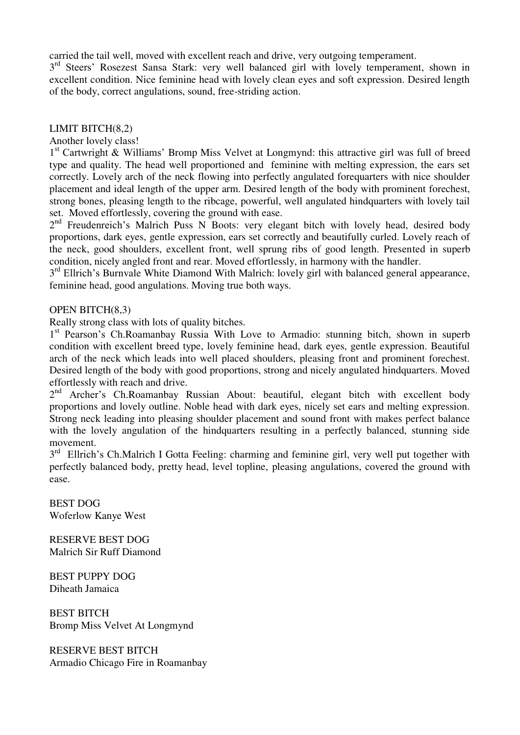carried the tail well, moved with excellent reach and drive, very outgoing temperament.

3rd Steers' Rosezest Sansa Stark: very well balanced girl with lovely temperament, shown in excellent condition. Nice feminine head with lovely clean eyes and soft expression. Desired length of the body, correct angulations, sound, free-striding action.

LIMIT BITCH(8,2)

Another lovely class!

1st Cartwright & Williams' Bromp Miss Velvet at Longmynd: this attractive girl was full of breed type and quality. The head well proportioned and feminine with melting expression, the ears set correctly. Lovely arch of the neck flowing into perfectly angulated forequarters with nice shoulder placement and ideal length of the upper arm. Desired length of the body with prominent forechest, strong bones, pleasing length to the ribcage, powerful, well angulated hindquarters with lovely tail set. Moved effortlessly, covering the ground with ease.

2nd Freudenreich's Malrich Puss N Boots: very elegant bitch with lovely head, desired body proportions, dark eyes, gentle expression, ears set correctly and beautifully curled. Lovely reach of the neck, good shoulders, excellent front, well sprung ribs of good length. Presented in superb condition, nicely angled front and rear. Moved effortlessly, in harmony with the handler.

3rd Ellrich's Burnvale White Diamond With Malrich: lovely girl with balanced general appearance, feminine head, good angulations. Moving true both ways.

OPEN BITCH(8,3)

Really strong class with lots of quality bitches.

1st Pearson's Ch.Roamanbay Russia With Love to Armadio: stunning bitch, shown in superb condition with excellent breed type, lovely feminine head, dark eyes, gentle expression. Beautiful arch of the neck which leads into well placed shoulders, pleasing front and prominent forechest. Desired length of the body with good proportions, strong and nicely angulated hindquarters. Moved effortlessly with reach and drive.

2nd Archer's Ch.Roamanbay Russian About: beautiful, elegant bitch with excellent body proportions and lovely outline. Noble head with dark eyes, nicely set ears and melting expression. Strong neck leading into pleasing shoulder placement and sound front with makes perfect balance with the lovely angulation of the hindquarters resulting in a perfectly balanced, stunning side movement.

3rd Ellrich's Ch.Malrich I Gotta Feeling: charming and feminine girl, very well put together with perfectly balanced body, pretty head, level topline, pleasing angulations, covered the ground with ease.

BEST DOG
Woferlow Kanye West

RESERVE BEST DOG
Malrich Sir Ruff Diamond

BEST PUPPY DOG
Diheath Jamaica

BEST BITCH
Bromp Miss Velvet At Longmynd

RESERVE BEST BITCH
Armadio Chicago Fire in Roamanbay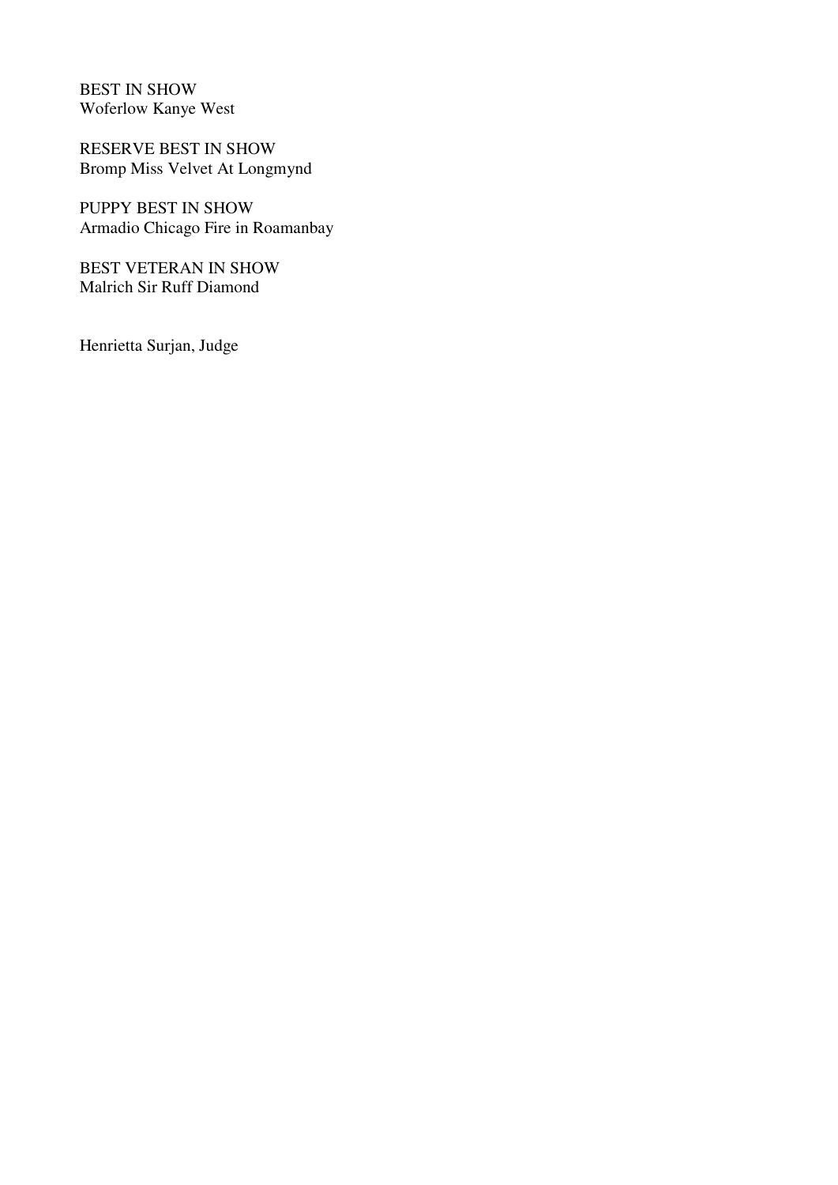BEST IN SHOW
Woferlow Kanye West

RESERVE BEST IN SHOW
Bromp Miss Velvet At Longmynd

PUPPY BEST IN SHOW
Armadio Chicago Fire in Roamanbay

BEST VETERAN IN SHOW
Malrich Sir Ruff Diamond

Henrietta Surjan, Judge